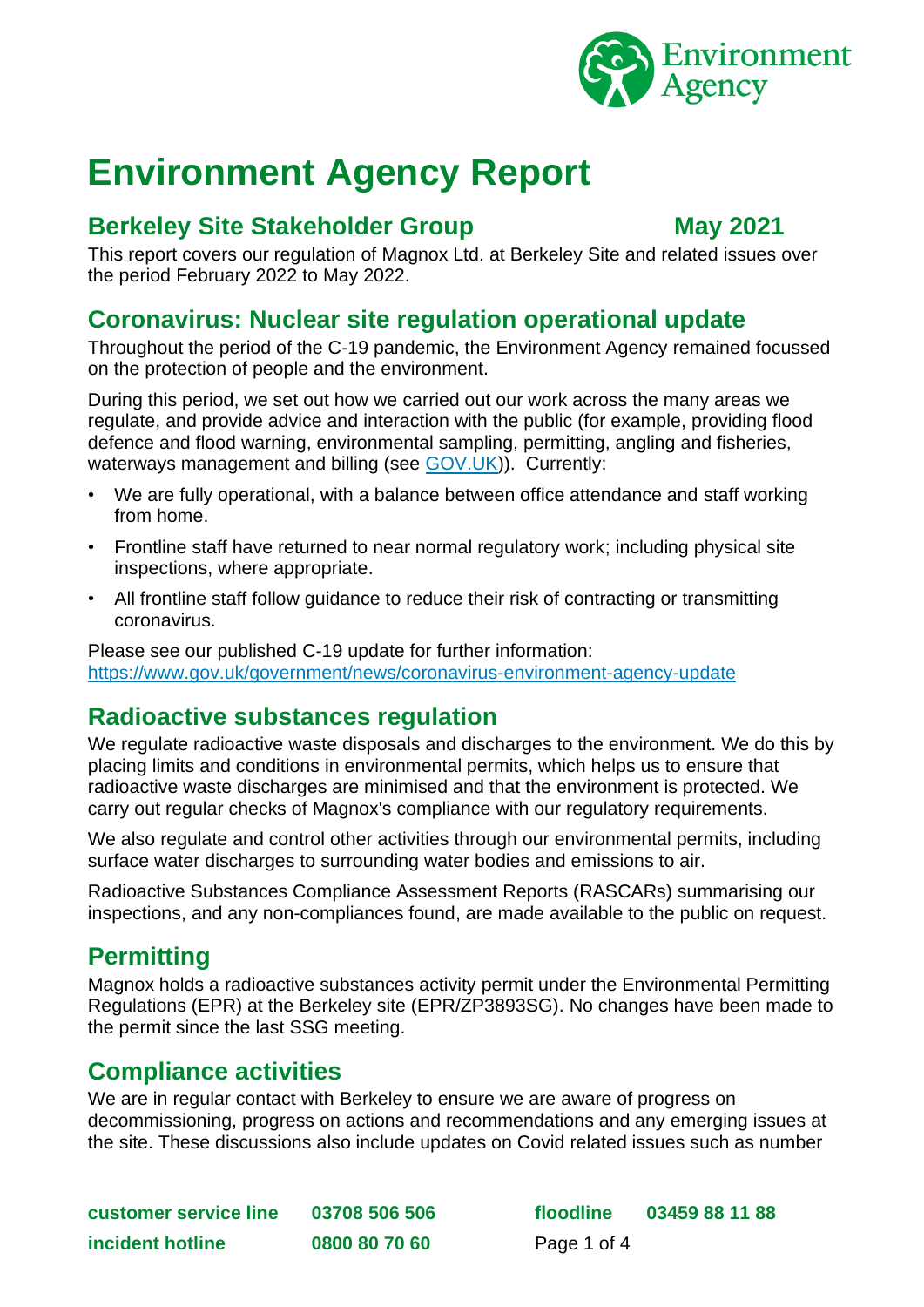# Environment Agency Report

## Berkeley Site Stakeholder Group May 2021

This report covers our regulation of Magnox Ltd. at Berkeley Site and related issues over the period February 2022 to May 2022.

## Coronavirus: Nuclear site regulation operational update

Throughout the period of the C-19 pandemic, the Environment Agency remained focussed on the protection of people and the environment.

During this period, we set out how we carried out our work across the many areas we regulate, and provide advice and interaction with the public (for example, providing flood defence and flood warning, environmental sampling, permitting, angling and fisheries, waterways management and billing (see [GOV.UK](https://www.gov.uk))). Currently:

- We are fully operational, with a balance between office attendance and staff working from home.
- Frontline staff have returned to near normal regulatory work; including physical site inspections, where appropriate.
- All frontline staff follow guidance to reduce their risk of contracting or transmitting coronavirus.

Please see our published C-19 update for further information:
https://www.gov.uk/government/news/coronavirus-environment-agency-update

## Radioactive substances regulation

We regulate radioactive waste disposals and discharges to the environment. We do this by placing limits and conditions in environmental permits, which helps us to ensure that radioactive waste discharges are minimised and that the environment is protected. We carry out regular checks of Magnox's compliance with our regulatory requirements.

We also regulate and control other activities through our environmental permits, including surface water discharges to surrounding water bodies and emissions to air.

Radioactive Substances Compliance Assessment Reports (RASCARs) summarising our inspections, and any non-compliances found, are made available to the public on request.

## Permitting

Magnox holds a radioactive substances activity permit under the Environmental Permitting Regulations (EPR) at the Berkeley site (EPR/ZP3893SG). No changes have been made to the permit since the last SSG meeting.

## Compliance activities

We are in regular contact with Berkeley to ensure we are aware of progress on decommissioning, progress on actions and recommendations and any emerging issues at the site. These discussions also include updates on Covid related issues such as number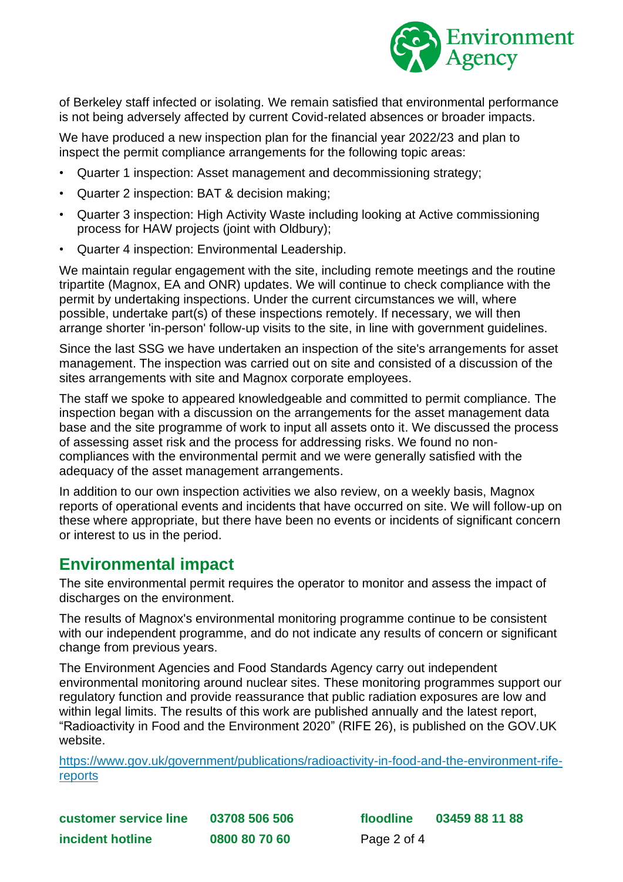of Berkeley staff infected or isolating. We remain satisfied that environmental performance is not being adversely affected by current Covid-related absences or broader impacts.

We have produced a new inspection plan for the financial year 2022/23 and plan to inspect the permit compliance arrangements for the following topic areas:

- Quarter 1 inspection: Asset management and decommissioning strategy;
- Quarter 2 inspection: BAT & decision making;
- Quarter 3 inspection: High Activity Waste including looking at Active commissioning process for HAW projects (joint with Oldbury);
- Quarter 4 inspection: Environmental Leadership.

We maintain regular engagement with the site, including remote meetings and the routine tripartite (Magnox, EA and ONR) updates. We will continue to check compliance with the permit by undertaking inspections. Under the current circumstances we will, where possible, undertake part(s) of these inspections remotely. If necessary, we will then arrange shorter 'in-person' follow-up visits to the site, in line with government guidelines.

Since the last SSG we have undertaken an inspection of the site's arrangements for asset management. The inspection was carried out on site and consisted of a discussion of the sites arrangements with site and Magnox corporate employees.

The staff we spoke to appeared knowledgeable and committed to permit compliance. The inspection began with a discussion on the arrangements for the asset management data base and the site programme of work to input all assets onto it. We discussed the process of assessing asset risk and the process for addressing risks. We found no non-compliances with the environmental permit and we were generally satisfied with the adequacy of the asset management arrangements.

In addition to our own inspection activities we also review, on a weekly basis, Magnox reports of operational events and incidents that have occurred on site. We will follow-up on these where appropriate, but there have been no events or incidents of significant concern or interest to us in the period.

## Environmental impact

The site environmental permit requires the operator to monitor and assess the impact of discharges on the environment.

The results of Magnox's environmental monitoring programme continue to be consistent with our independent programme, and do not indicate any results of concern or significant change from previous years.

The Environment Agencies and Food Standards Agency carry out independent environmental monitoring around nuclear sites. These monitoring programmes support our regulatory function and provide reassurance that public radiation exposures are low and within legal limits. The results of this work are published annually and the latest report, "Radioactivity in Food and the Environment 2020" (RIFE 26), is published on the GOV.UK website.

https://www.gov.uk/government/publications/radioactivity-in-food-and-the-environment-rife-reports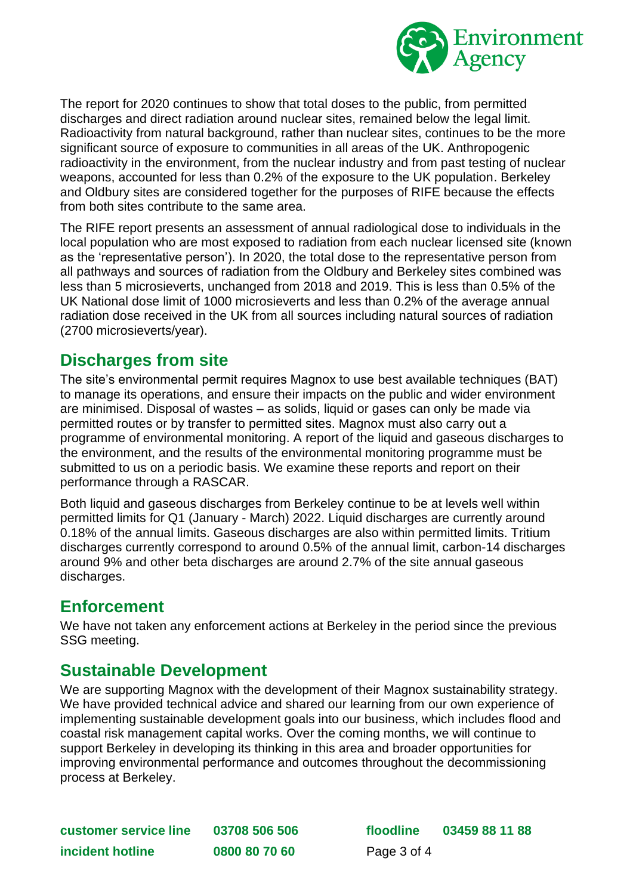The report for 2020 continues to show that total doses to the public, from permitted discharges and direct radiation around nuclear sites, remained below the legal limit. Radioactivity from natural background, rather than nuclear sites, continues to be the more significant source of exposure to communities in all areas of the UK. Anthropogenic radioactivity in the environment, from the nuclear industry and from past testing of nuclear weapons, accounted for less than 0.2% of the exposure to the UK population. Berkeley and Oldbury sites are considered together for the purposes of RIFE because the effects from both sites contribute to the same area.

The RIFE report presents an assessment of annual radiological dose to individuals in the local population who are most exposed to radiation from each nuclear licensed site (known as the 'representative person'). In 2020, the total dose to the representative person from all pathways and sources of radiation from the Oldbury and Berkeley sites combined was less than 5 microsieverts, unchanged from 2018 and 2019. This is less than 0.5% of the UK National dose limit of 1000 microsieverts and less than 0.2% of the average annual radiation dose received in the UK from all sources including natural sources of radiation (2700 microsieverts/year).

## Discharges from site

The site's environmental permit requires Magnox to use best available techniques (BAT) to manage its operations, and ensure their impacts on the public and wider environment are minimised. Disposal of wastes – as solids, liquid or gases can only be made via permitted routes or by transfer to permitted sites. Magnox must also carry out a programme of environmental monitoring. A report of the liquid and gaseous discharges to the environment, and the results of the environmental monitoring programme must be submitted to us on a periodic basis. We examine these reports and report on their performance through a RASCAR.

Both liquid and gaseous discharges from Berkeley continue to be at levels well within permitted limits for Q1 (January - March) 2022. Liquid discharges are currently around 0.18% of the annual limits. Gaseous discharges are also within permitted limits. Tritium discharges currently correspond to around 0.5% of the annual limit, carbon-14 discharges around 9% and other beta discharges are around 2.7% of the site annual gaseous discharges.

## Enforcement

We have not taken any enforcement actions at Berkeley in the period since the previous SSG meeting.

## Sustainable Development

We are supporting Magnox with the development of their Magnox sustainability strategy. We have provided technical advice and shared our learning from our own experience of implementing sustainable development goals into our business, which includes flood and coastal risk management capital works. Over the coming months, we will continue to support Berkeley in developing its thinking in this area and broader opportunities for improving environmental performance and outcomes throughout the decommissioning process at Berkeley.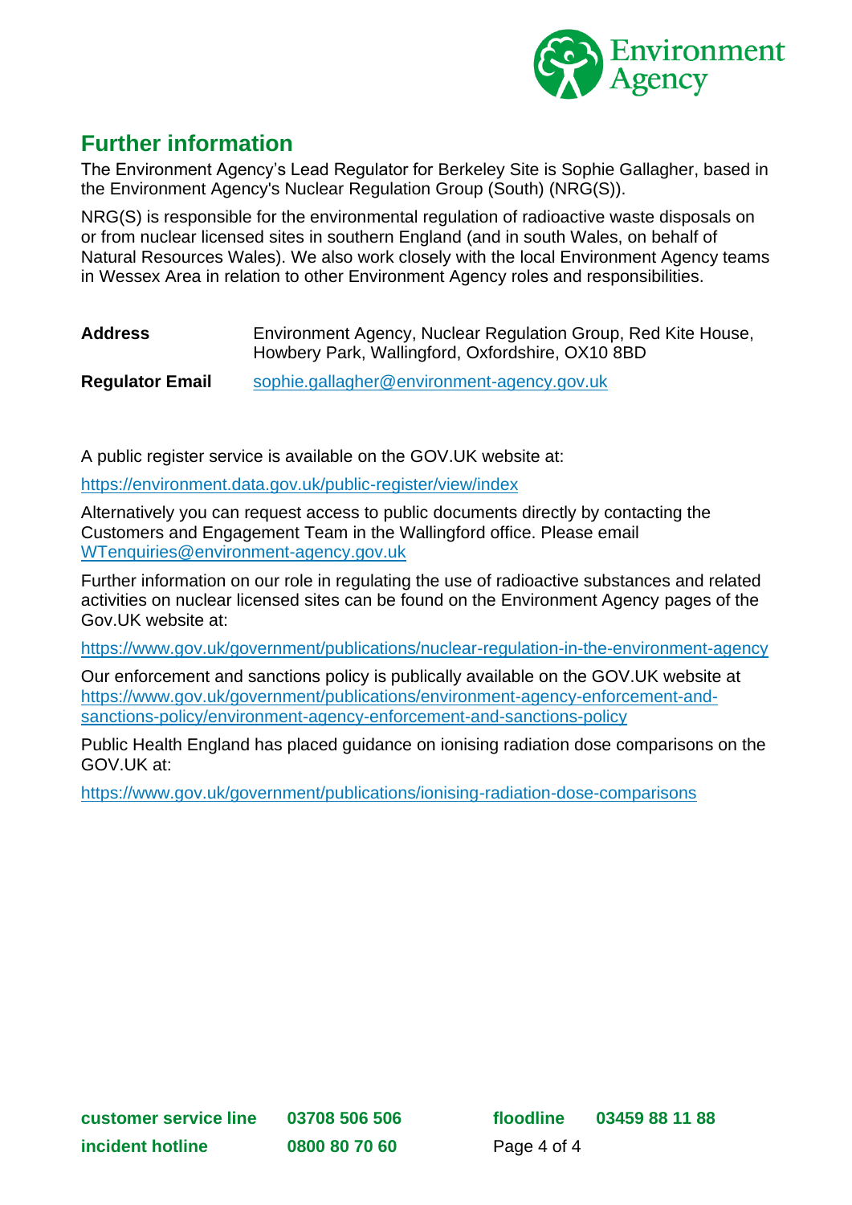## Further information

The Environment Agency's Lead Regulator for Berkeley Site is Sophie Gallagher, based in the Environment Agency's Nuclear Regulation Group (South) (NRG(S)).

NRG(S) is responsible for the environmental regulation of radioactive waste disposals on or from nuclear licensed sites in southern England (and in south Wales, on behalf of Natural Resources Wales). We also work closely with the local Environment Agency teams in Wessex Area in relation to other Environment Agency roles and responsibilities.

| | |
|---|---|
| **Address** | Environment Agency, Nuclear Regulation Group, Red Kite House, Howbery Park, Wallingford, Oxfordshire, OX10 8BD |
| **Regulator Email** | sophie.gallagher@environment-agency.gov.uk |

A public register service is available on the GOV.UK website at:

https://environment.data.gov.uk/public-register/view/index

Alternatively you can request access to public documents directly by contacting the Customers and Engagement Team in the Wallingford office. Please email WTenquiries@environment-agency.gov.uk

Further information on our role in regulating the use of radioactive substances and related activities on nuclear licensed sites can be found on the Environment Agency pages of the Gov.UK website at:

https://www.gov.uk/government/publications/nuclear-regulation-in-the-environment-agency

Our enforcement and sanctions policy is publically available on the GOV.UK website at https://www.gov.uk/government/publications/environment-agency-enforcement-and-sanctions-policy/environment-agency-enforcement-and-sanctions-policy

Public Health England has placed guidance on ionising radiation dose comparisons on the GOV.UK at:

https://www.gov.uk/government/publications/ionising-radiation-dose-comparisons